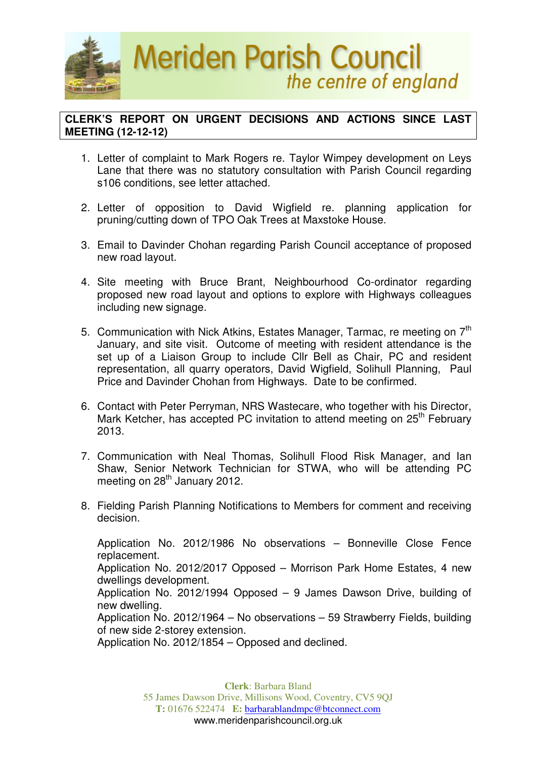# Meriden Parish Council

*the centre of england*

**CLERK'S REPORT ON URGENT DECISIONS AND ACTIONS SINCE LAST MEETING (12-12-12)**

1. Letter of complaint to Mark Rogers re. Taylor Wimpey development on Leys Lane that there was no statutory consultation with Parish Council regarding s106 conditions, see letter attached.

2. Letter of opposition to David Wigfield re. planning application for pruning/cutting down of TPO Oak Trees at Maxstoke House.

3. Email to Davinder Chohan regarding Parish Council acceptance of proposed new road layout.

4. Site meeting with Bruce Brant, Neighbourhood Co-ordinator regarding proposed new road layout and options to explore with Highways colleagues including new signage.

5. Communication with Nick Atkins, Estates Manager, Tarmac, re meeting on 7th January, and site visit. Outcome of meeting with resident attendance is the set up of a Liaison Group to include Cllr Bell as Chair, PC and resident representation, all quarry operators, David Wigfield, Solihull Planning, Paul Price and Davinder Chohan from Highways. Date to be confirmed.

6. Contact with Peter Perryman, NRS Wastecare, who together with his Director, Mark Ketcher, has accepted PC invitation to attend meeting on 25th February 2013.

7. Communication with Neal Thomas, Solihull Flood Risk Manager, and Ian Shaw, Senior Network Technician for STWA, who will be attending PC meeting on 28th January 2012.

8. Fielding Parish Planning Notifications to Members for comment and receiving decision.

   Application No. 2012/1986 No observations – Bonneville Close Fence replacement.
   Application No. 2012/2017 Opposed – Morrison Park Home Estates, 4 new dwellings development.
   Application No. 2012/1994 Opposed – 9 James Dawson Drive, building of new dwelling.
   Application No. 2012/1964 – No observations – 59 Strawberry Fields, building of new side 2-storey extension.
   Application No. 2012/1854 – Opposed and declined.

**Clerk**: Barbara Bland
55 James Dawson Drive, Millisons Wood, Coventry, CV5 9QJ
**T:** 01676 522474 **E:** barbarablandmpc@btconnect.com
www.meridenparishcouncil.org.uk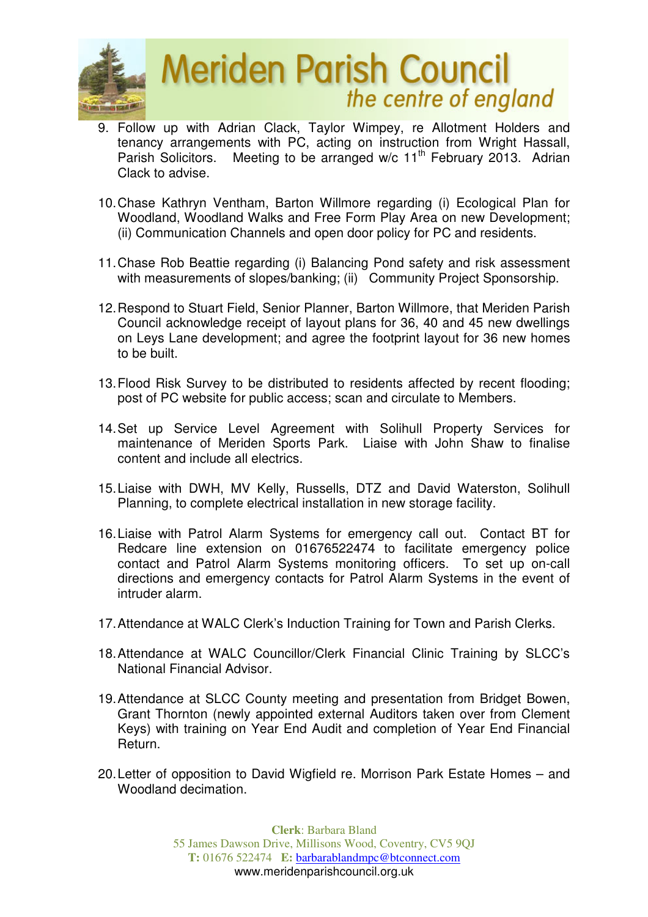9. Follow up with Adrian Clack, Taylor Wimpey, re Allotment Holders and tenancy arrangements with PC, acting on instruction from Wright Hassall, Parish Solicitors. Meeting to be arranged w/c 11th February 2013. Adrian Clack to advise.

10. Chase Kathryn Ventham, Barton Willmore regarding (i) Ecological Plan for Woodland, Woodland Walks and Free Form Play Area on new Development; (ii) Communication Channels and open door policy for PC and residents.

11. Chase Rob Beattie regarding (i) Balancing Pond safety and risk assessment with measurements of slopes/banking; (ii) Community Project Sponsorship.

12. Respond to Stuart Field, Senior Planner, Barton Willmore, that Meriden Parish Council acknowledge receipt of layout plans for 36, 40 and 45 new dwellings on Leys Lane development; and agree the footprint layout for 36 new homes to be built.

13. Flood Risk Survey to be distributed to residents affected by recent flooding; post of PC website for public access; scan and circulate to Members.

14. Set up Service Level Agreement with Solihull Property Services for maintenance of Meriden Sports Park. Liaise with John Shaw to finalise content and include all electrics.

15. Liaise with DWH, MV Kelly, Russells, DTZ and David Waterston, Solihull Planning, to complete electrical installation in new storage facility.

16. Liaise with Patrol Alarm Systems for emergency call out. Contact BT for Redcare line extension on 01676522474 to facilitate emergency police contact and Patrol Alarm Systems monitoring officers. To set up on-call directions and emergency contacts for Patrol Alarm Systems in the event of intruder alarm.

17. Attendance at WALC Clerk's Induction Training for Town and Parish Clerks.

18. Attendance at WALC Councillor/Clerk Financial Clinic Training by SLCC's National Financial Advisor.

19. Attendance at SLCC County meeting and presentation from Bridget Bowen, Grant Thornton (newly appointed external Auditors taken over from Clement Keys) with training on Year End Audit and completion of Year End Financial Return.

20. Letter of opposition to David Wigfield re. Morrison Park Estate Homes – and Woodland decimation.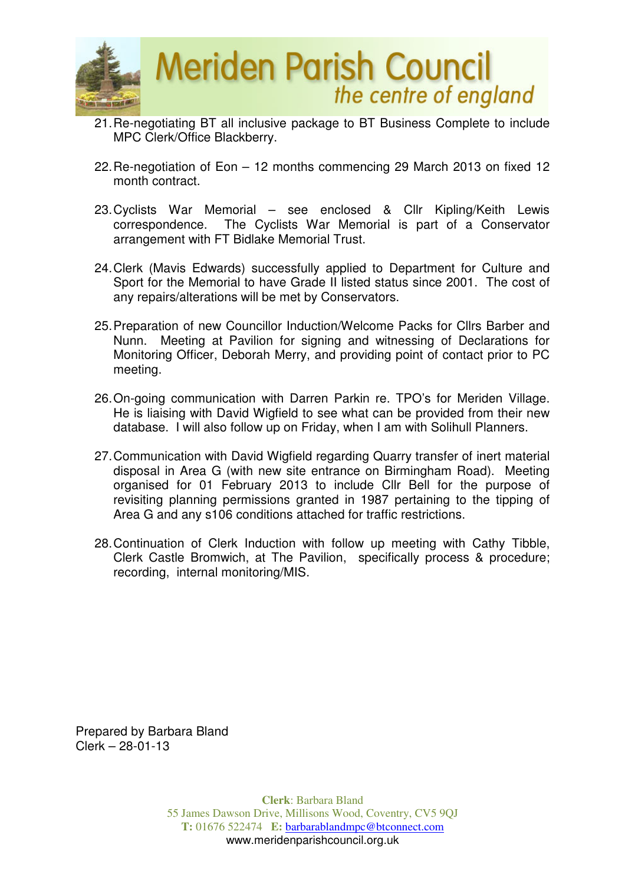21. Re-negotiating BT all inclusive package to BT Business Complete to include MPC Clerk/Office Blackberry.

22. Re-negotiation of Eon – 12 months commencing 29 March 2013 on fixed 12 month contract.

23. Cyclists War Memorial – see enclosed & Cllr Kipling/Keith Lewis correspondence. The Cyclists War Memorial is part of a Conservator arrangement with FT Bidlake Memorial Trust.

24. Clerk (Mavis Edwards) successfully applied to Department for Culture and Sport for the Memorial to have Grade II listed status since 2001. The cost of any repairs/alterations will be met by Conservators.

25. Preparation of new Councillor Induction/Welcome Packs for Cllrs Barber and Nunn. Meeting at Pavilion for signing and witnessing of Declarations for Monitoring Officer, Deborah Merry, and providing point of contact prior to PC meeting.

26. On-going communication with Darren Parkin re. TPO's for Meriden Village. He is liaising with David Wigfield to see what can be provided from their new database. I will also follow up on Friday, when I am with Solihull Planners.

27. Communication with David Wigfield regarding Quarry transfer of inert material disposal in Area G (with new site entrance on Birmingham Road). Meeting organised for 01 February 2013 to include Cllr Bell for the purpose of revisiting planning permissions granted in 1987 pertaining to the tipping of Area G and any s106 conditions attached for traffic restrictions.

28. Continuation of Clerk Induction with follow up meeting with Cathy Tibble, Clerk Castle Bromwich, at The Pavilion, specifically process & procedure; recording, internal monitoring/MIS.

Prepared by Barbara Bland
Clerk – 28-01-13

**Clerk**: Barbara Bland
55 James Dawson Drive, Millisons Wood, Coventry, CV5 9QJ
**T:** 01676 522474 **E:** barbarablandmpc@btconnect.com
www.meridenparishcouncil.org.uk